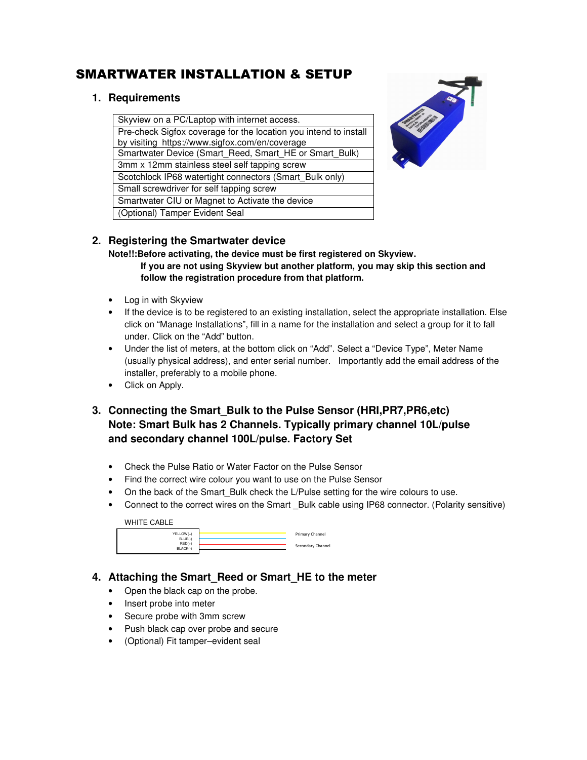# SMARTWATER INSTALLATION & SETUP

## 1. Requirements

| Skyview on a PC/Laptop with internet access. |
| --- |
| Pre-check Sigfox coverage for the location you intend to install by visiting https://www.sigfox.com/en/coverage |
| Smartwater Device (Smart_Reed, Smart_HE or Smart_Bulk) |
| 3mm x 12mm stainless steel self tapping screw |
| Scotchlock IP68 watertight connectors (Smart_Bulk only) |
| Small screwdriver for self tapping screw |
| Smartwater CIU or Magnet to Activate the device |
| (Optional) Tamper Evident Seal |

## 2. Registering the Smartwater device

**Note!!:Before activating, the device must be first registered on Skyview.**
**If you are not using Skyview but another platform, you may skip this section and follow the registration procedure from that platform.**

- Log in with Skyview
- If the device is to be registered to an existing installation, select the appropriate installation. Else click on "Manage Installations", fill in a name for the installation and select a group for it to fall under. Click on the "Add" button.
- Under the list of meters, at the bottom click on "Add". Select a "Device Type", Meter Name (usually physical address), and enter serial number. Importantly add the email address of the installer, preferably to a mobile phone.
- Click on Apply.

## 3. Connecting the Smart_Bulk to the Pulse Sensor (HRI,PR7,PR6,etc) Note: Smart Bulk has 2 Channels. Typically primary channel 10L/pulse and secondary channel 100L/pulse. Factory Set

- Check the Pulse Ratio or Water Factor on the Pulse Sensor
- Find the correct wire colour you want to use on the Pulse Sensor
- On the back of the Smart_Bulk check the L/Pulse setting for the wire colours to use.
- Connect to the correct wires on the Smart _Bulk cable using IP68 connector. (Polarity sensitive)

WHITE CABLE

YELLOW(+)
BLUE(-)
RED(+)
BLACK(-)

Primary Channel

Secondary Channel

## 4. Attaching the Smart_Reed or Smart_HE to the meter

- Open the black cap on the probe.
- Insert probe into meter
- Secure probe with 3mm screw
- Push black cap over probe and secure
- (Optional) Fit tamper–evident seal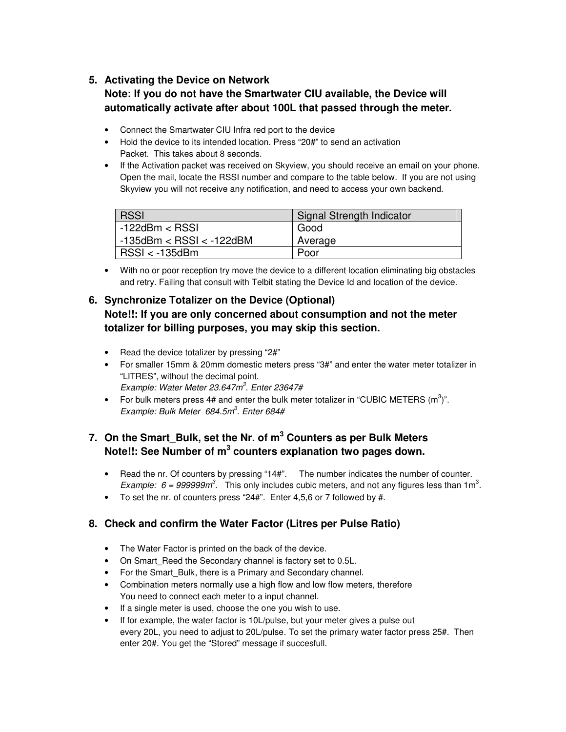## 5. Activating the Device on Network

**Note: If you do not have the Smartwater CIU available, the Device will automatically activate after about 100L that passed through the meter.**

- Connect the Smartwater CIU Infra red port to the device
- Hold the device to its intended location. Press "20#" to send an activation Packet. This takes about 8 seconds.
- If the Activation packet was received on Skyview, you should receive an email on your phone. Open the mail, locate the RSSI number and compare to the table below. If you are not using Skyview you will not receive any notification, and need to access your own backend.

| RSSI | Signal Strength Indicator |
|---|---|
| -122dBm < RSSI | Good |
| -135dBm < RSSI < -122dBM | Average |
| RSSI < -135dBm | Poor |

- With no or poor reception try move the device to a different location eliminating big obstacles and retry. Failing that consult with Telbit stating the Device Id and location of the device.

## 6. Synchronize Totalizer on the Device (Optional)

**Note!!: If you are only concerned about consumption and not the meter totalizer for billing purposes, you may skip this section.**

- Read the device totalizer by pressing "2#"
- For smaller 15mm & 20mm domestic meters press "3#" and enter the water meter totalizer in "LITRES", without the decimal point.
  *Example: Water Meter 23.647m$^3$. Enter 23647#*
- For bulk meters press 4# and enter the bulk meter totalizer in "CUBIC METERS (m$^3$)".
  *Example: Bulk Meter 684.5m$^3$. Enter 684#*

## 7. On the Smart_Bulk, set the Nr. of m$^3$ Counters as per Bulk Meters

**Note!!: See Number of m$^3$ counters explanation two pages down.**

- Read the nr. Of counters by pressing "14#". The number indicates the number of counter.
  *Example: 6 = 999999m$^3$.* This only includes cubic meters, and not any figures less than 1m$^3$.
- To set the nr. of counters press "24#". Enter 4,5,6 or 7 followed by #.

## 8. Check and confirm the Water Factor (Litres per Pulse Ratio)

- The Water Factor is printed on the back of the device.
- On Smart_Reed the Secondary channel is factory set to 0.5L.
- For the Smart_Bulk, there is a Primary and Secondary channel.
- Combination meters normally use a high flow and low flow meters, therefore You need to connect each meter to a input channel.
- If a single meter is used, choose the one you wish to use.
- If for example, the water factor is 10L/pulse, but your meter gives a pulse out every 20L, you need to adjust to 20L/pulse. To set the primary water factor press 25#. Then enter 20#. You get the "Stored" message if succesfull.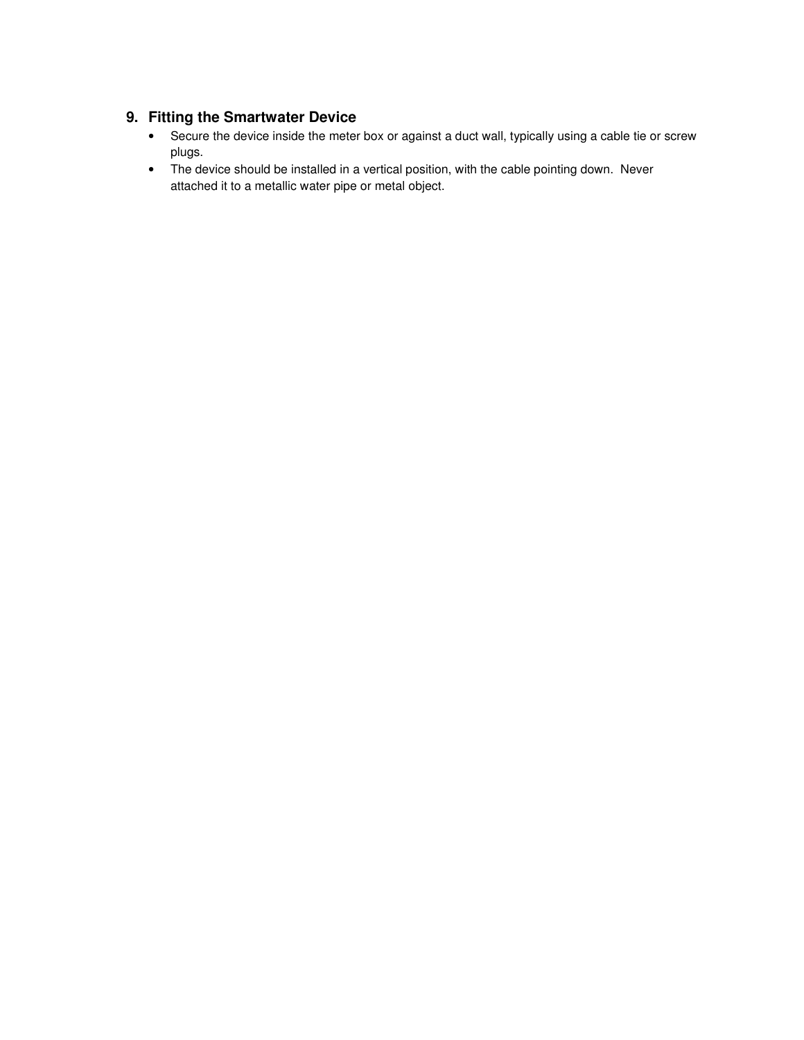## 9. Fitting the Smartwater Device

- Secure the device inside the meter box or against a duct wall, typically using a cable tie or screw plugs.
- The device should be installed in a vertical position, with the cable pointing down. Never attached it to a metallic water pipe or metal object.